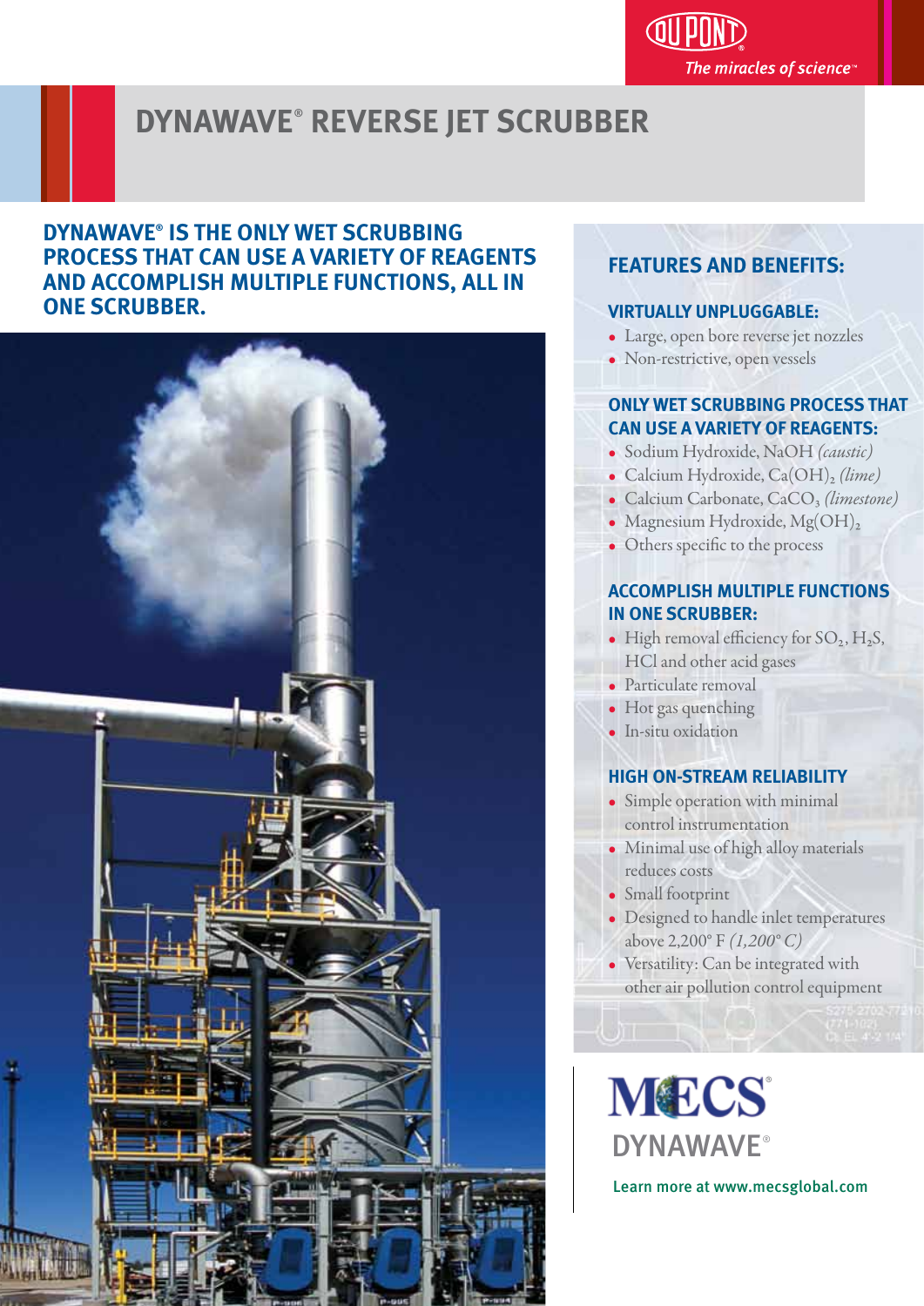DUPONT

The miracles of science™

# DYNAWAVE® REVERSE JET SCRUBBER

## DYNAWAVE® IS THE ONLY WET SCRUBBING PROCESS THAT CAN USE A VARIETY OF REAGENTS AND ACCOMPLISH MULTIPLE FUNCTIONS, ALL IN ONE SCRUBBER.

## FEATURES AND BENEFITS:

### VIRTUALLY UNPLUGGABLE:

- Large, open bore reverse jet nozzles
- Non-restrictive, open vessels

### ONLY WET SCRUBBING PROCESS THAT CAN USE A VARIETY OF REAGENTS:

- Sodium Hydroxide, NaOH *(caustic)*
- Calcium Hydroxide, $Ca(OH)_2$ *(lime)*
- Calcium Carbonate, $CaCO_3$ *(limestone)*
- Magnesium Hydroxide, $Mg(OH)_2$
- Others specific to the process

### ACCOMPLISH MULTIPLE FUNCTIONS IN ONE SCRUBBER:

- High removal efficiency for $SO_2$, $H_2S$, HCl and other acid gases
- Particulate removal
- Hot gas quenching
- In-situ oxidation

### HIGH ON-STREAM RELIABILITY

- Simple operation with minimal control instrumentation
- Minimal use of high alloy materials reduces costs
- Small footprint
- Designed to handle inlet temperatures above 2,200° F *(1,200° C)*
- Versatility: Can be integrated with other air pollution control equipment

MECS®

DYNAWAVE®

Learn more at www.mecsglobal.com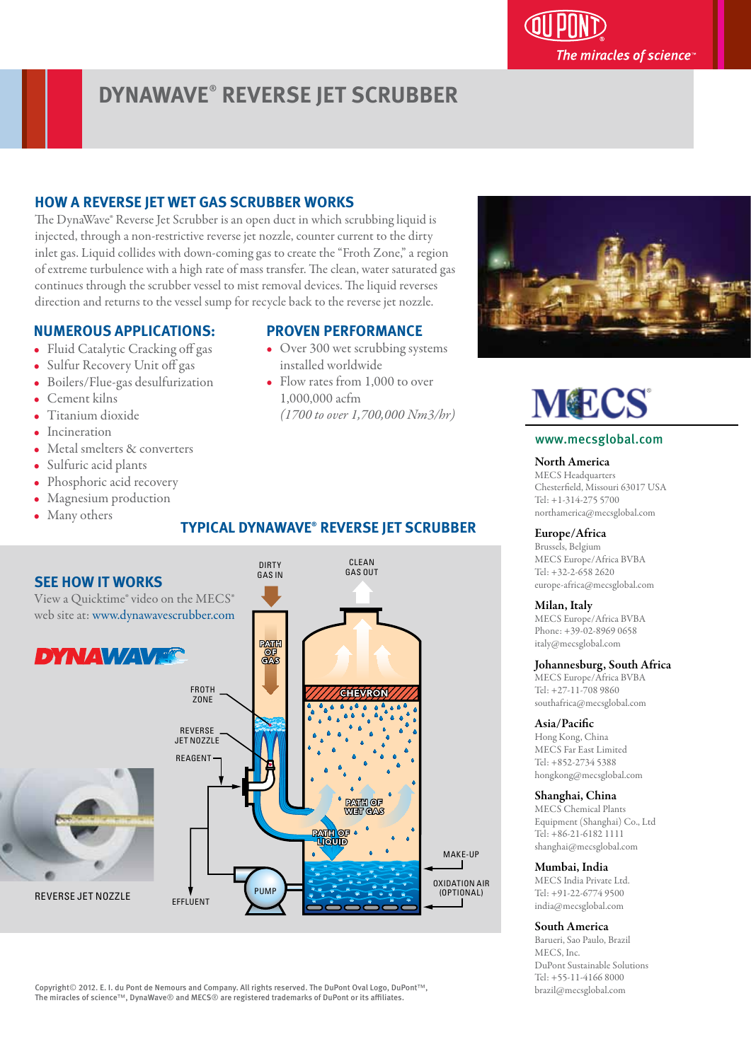# DYNAWAVE® REVERSE JET SCRUBBER

## HOW A REVERSE JET WET GAS SCRUBBER WORKS

The DynaWave® Reverse Jet Scrubber is an open duct in which scrubbing liquid is injected, through a non-restrictive reverse jet nozzle, counter current to the dirty inlet gas. Liquid collides with down-coming gas to create the "Froth Zone," a region of extreme turbulence with a high rate of mass transfer. The clean, water saturated gas continues through the scrubber vessel to mist removal devices. The liquid reverses direction and returns to the vessel sump for recycle back to the reverse jet nozzle.

## NUMEROUS APPLICATIONS:

- Fluid Catalytic Cracking off gas
- Sulfur Recovery Unit off gas
- Boilers/Flue-gas desulfurization
- Cement kilns
- Titanium dioxide
- Incineration
- Metal smelters & converters
- Sulfuric acid plants
- Phosphoric acid recovery
- Magnesium production
- Many others

## PROVEN PERFORMANCE

- Over 300 wet scrubbing systems installed worldwide
- Flow rates from 1,000 to over 1,000,000 acfm *(1700 to over 1,700,000 Nm3/hr)*

## TYPICAL DYNAWAVE® REVERSE JET SCRUBBER

## SEE HOW IT WORKS

View a Quicktime® video on the MECS® web site at: www.dynawavescrubber.com

DIRTY GAS IN

CLEAN GAS OUT

PATH OF GAS

CHEVRON

FROTH ZONE

REVERSE JET NOZZLE

REAGENT

PATH OF WET GAS

PATH OF LIQUID

MAKE-UP

OXIDATION AIR (OPTIONAL)

PUMP

EFFLUENT

REVERSE JET NOZZLE

MECS®

www.mecsglobal.com

**North America**
MECS Headquarters
Chesterfield, Missouri 63017 USA
Tel: +1-314-275 5700
northamerica@mecsglobal.com

**Europe/Africa**
Brussels, Belgium
MECS Europe/Africa BVBA
Tel: +32-2-658 2620
europe-africa@mecsglobal.com

**Milan, Italy**
MECS Europe/Africa BVBA
Phone: +39-02-8969 0658
italy@mecsglobal.com

**Johannesburg, South Africa**
MECS Europe/Africa BVBA
Tel: +27-11-708 9860
southafrica@mecsglobal.com

**Asia/Pacific**
Hong Kong, China
MECS Far East Limited
Tel: +852-2734 5388
hongkong@mecsglobal.com

**Shanghai, China**
MECS Chemical Plants
Equipment (Shanghai) Co., Ltd
Tel: +86-21-6182 1111
shanghai@mecsglobal.com

**Mumbai, India**
MECS India Private Ltd.
Tel: +91-22-6774 9500
india@mecsglobal.com

**South America**
Barueri, Sao Paulo, Brazil
MECS, Inc.
DuPont Sustainable Solutions
Tel: +55-11-4166 8000
brazil@mecsglobal.com

Copyright© 2012. E. I. du Pont de Nemours and Company. All rights reserved. The DuPont Oval Logo, DuPont™, The miracles of science™, DynaWave® and MECS® are registered trademarks of DuPont or its affiliates.